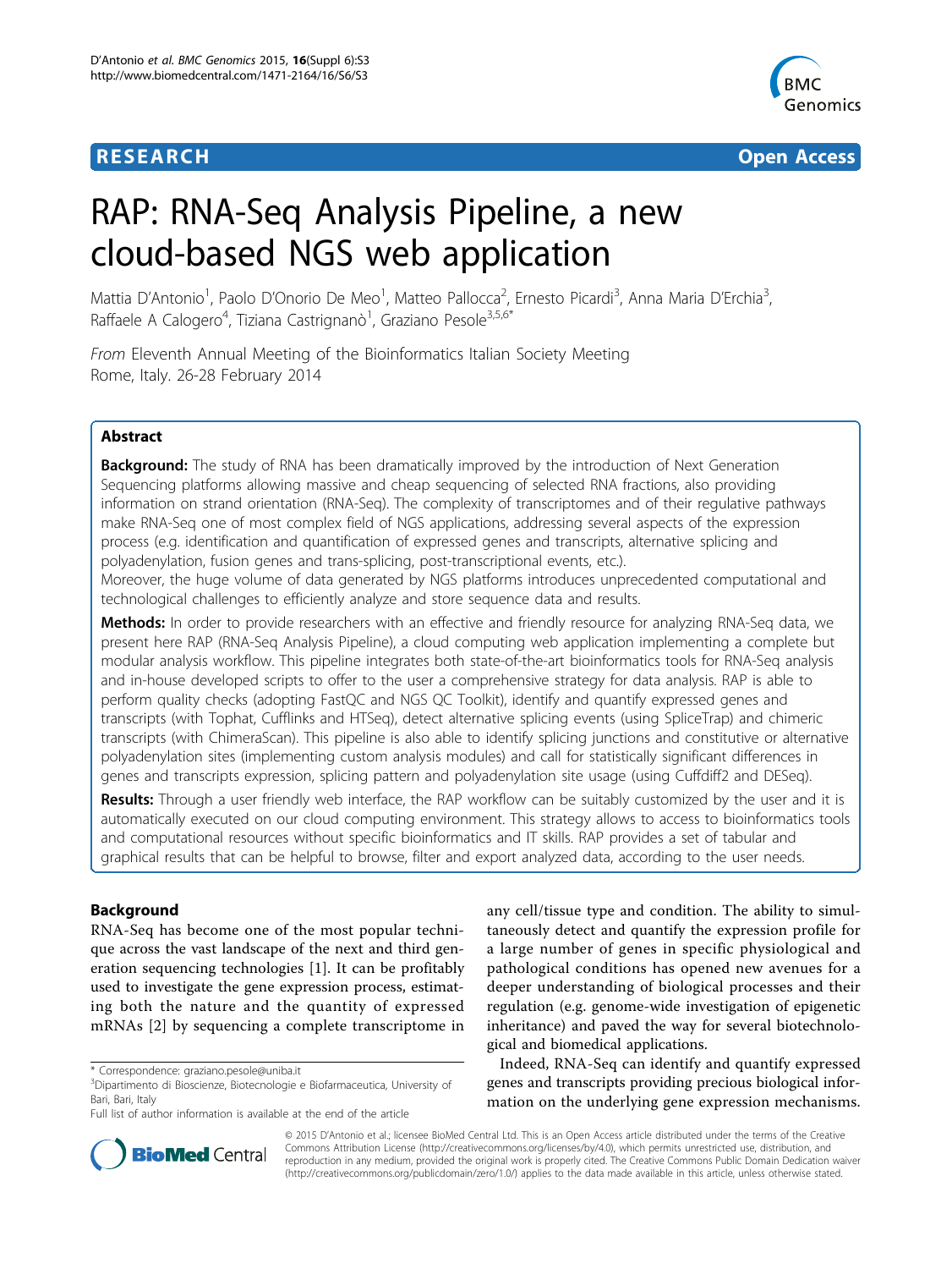# RAP: RNA-Seq Analysis Pipeline, a new cloud-based NGS web application

Mattia D'Antonio[1], Paolo D'Onorio De Meo[1], Matteo Pallocca[2], Ernesto Picardi[3], Anna Maria D'Erchia[3], Raffaele A Calogero[4], Tiziana Castrignanò[1], Graziano Pesole[3,5,6*]

*From* Eleventh Annual Meeting of the Bioinformatics Italian Society Meeting
Rome, Italy. 26-28 February 2014

## Abstract

**Background:** The study of RNA has been dramatically improved by the introduction of Next Generation Sequencing platforms allowing massive and cheap sequencing of selected RNA fractions, also providing information on strand orientation (RNA-Seq). The complexity of transcriptomes and of their regulative pathways make RNA-Seq one of most complex field of NGS applications, addressing several aspects of the expression process (e.g. identification and quantification of expressed genes and transcripts, alternative splicing and polyadenylation, fusion genes and trans-splicing, post-transcriptional events, etc.).

Moreover, the huge volume of data generated by NGS platforms introduces unprecedented computational and technological challenges to efficiently analyze and store sequence data and results.

**Methods:** In order to provide researchers with an effective and friendly resource for analyzing RNA-Seq data, we present here RAP (RNA-Seq Analysis Pipeline), a cloud computing web application implementing a complete but modular analysis workflow. This pipeline integrates both state-of-the-art bioinformatics tools for RNA-Seq analysis and in-house developed scripts to offer to the user a comprehensive strategy for data analysis. RAP is able to perform quality checks (adopting FastQC and NGS QC Toolkit), identify and quantify expressed genes and transcripts (with Tophat, Cufflinks and HTSeq), detect alternative splicing events (using SpliceTrap) and chimeric transcripts (with ChimeraScan). This pipeline is also able to identify splicing junctions and constitutive or alternative polyadenylation sites (implementing custom analysis modules) and call for statistically significant differences in genes and transcripts expression, splicing pattern and polyadenylation site usage (using Cuffdiff2 and DESeq).

**Results:** Through a user friendly web interface, the RAP workflow can be suitably customized by the user and it is automatically executed on our cloud computing environment. This strategy allows to access to bioinformatics tools and computational resources without specific bioinformatics and IT skills. RAP provides a set of tabular and graphical results that can be helpful to browse, filter and export analyzed data, according to the user needs.

## Background

RNA-Seq has become one of the most popular technique across the vast landscape of the next and third generation sequencing technologies [1]. It can be profitably used to investigate the gene expression process, estimating both the nature and the quantity of expressed mRNAs [2] by sequencing a complete transcriptome in any cell/tissue type and condition. The ability to simultaneously detect and quantify the expression profile for a large number of genes in specific physiological and pathological conditions has opened new avenues for a deeper understanding of biological processes and their regulation (e.g. genome-wide investigation of epigenetic inheritance) and paved the way for several biotechnological and biomedical applications.

Indeed, RNA-Seq can identify and quantify expressed genes and transcripts providing precious biological information on the underlying gene expression mechanisms.

\* Correspondence: graziano.pesole@uniba.it
[3]Dipartimento di Bioscienze, Biotecnologie e Biofarmaceutica, University of Bari, Bari, Italy
Full list of author information is available at the end of the article

© 2015 D'Antonio et al.; licensee BioMed Central Ltd. This is an Open Access article distributed under the terms of the Creative Commons Attribution License (http://creativecommons.org/licenses/by/4.0), which permits unrestricted use, distribution, and reproduction in any medium, provided the original work is properly cited. The Creative Commons Public Domain Dedication waiver (http://creativecommons.org/publicdomain/zero/1.0/) applies to the data made available in this article, unless otherwise stated.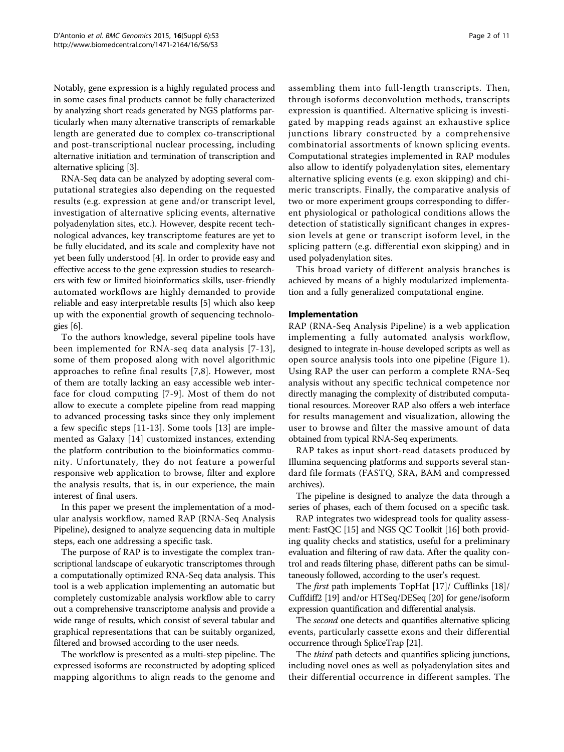Notably, gene expression is a highly regulated process and in some cases final products cannot be fully characterized by analyzing short reads generated by NGS platforms particularly when many alternative transcripts of remarkable length are generated due to complex co-transcriptional and post-transcriptional nuclear processing, including alternative initiation and termination of transcription and alternative splicing [3].

RNA-Seq data can be analyzed by adopting several computational strategies also depending on the requested results (e.g. expression at gene and/or transcript level, investigation of alternative splicing events, alternative polyadenylation sites, etc.). However, despite recent technological advances, key transcriptome features are yet to be fully elucidated, and its scale and complexity have not yet been fully understood [4]. In order to provide easy and effective access to the gene expression studies to researchers with few or limited bioinformatics skills, user-friendly automated workflows are highly demanded to provide reliable and easy interpretable results [5] which also keep up with the exponential growth of sequencing technologies [6].

To the authors knowledge, several pipeline tools have been implemented for RNA-seq data analysis [7-13], some of them proposed along with novel algorithmic approaches to refine final results [7,8]. However, most of them are totally lacking an easy accessible web interface for cloud computing [7-9]. Most of them do not allow to execute a complete pipeline from read mapping to advanced processing tasks since they only implement a few specific steps [11-13]. Some tools [13] are implemented as Galaxy [14] customized instances, extending the platform contribution to the bioinformatics community. Unfortunately, they do not feature a powerful responsive web application to browse, filter and explore the analysis results, that is, in our experience, the main interest of final users.

In this paper we present the implementation of a modular analysis workflow, named RAP (RNA-Seq Analysis Pipeline), designed to analyze sequencing data in multiple steps, each one addressing a specific task.

The purpose of RAP is to investigate the complex transcriptional landscape of eukaryotic transcriptomes through a computationally optimized RNA-Seq data analysis. This tool is a web application implementing an automatic but completely customizable analysis workflow able to carry out a comprehensive transcriptome analysis and provide a wide range of results, which consist of several tabular and graphical representations that can be suitably organized, filtered and browsed according to the user needs.

The workflow is presented as a multi-step pipeline. The expressed isoforms are reconstructed by adopting spliced mapping algorithms to align reads to the genome and assembling them into full-length transcripts. Then, through isoforms deconvolution methods, transcripts expression is quantified. Alternative splicing is investigated by mapping reads against an exhaustive splice junctions library constructed by a comprehensive combinatorial assortments of known splicing events. Computational strategies implemented in RAP modules also allow to identify polyadenylation sites, elementary alternative splicing events (e.g. exon skipping) and chimeric transcripts. Finally, the comparative analysis of two or more experiment groups corresponding to different physiological or pathological conditions allows the detection of statistically significant changes in expression levels at gene or transcript isoform level, in the splicing pattern (e.g. differential exon skipping) and in used polyadenylation sites.

This broad variety of different analysis branches is achieved by means of a highly modularized implementation and a fully generalized computational engine.

## Implementation

RAP (RNA-Seq Analysis Pipeline) is a web application implementing a fully automated analysis workflow, designed to integrate in-house developed scripts as well as open source analysis tools into one pipeline (Figure 1). Using RAP the user can perform a complete RNA-Seq analysis without any specific technical competence nor directly managing the complexity of distributed computational resources. Moreover RAP also offers a web interface for results management and visualization, allowing the user to browse and filter the massive amount of data obtained from typical RNA-Seq experiments.

RAP takes as input short-read datasets produced by Illumina sequencing platforms and supports several standard file formats (FASTQ, SRA, BAM and compressed archives).

The pipeline is designed to analyze the data through a series of phases, each of them focused on a specific task.

RAP integrates two widespread tools for quality assessment: FastQC [15] and NGS QC Toolkit [16] both providing quality checks and statistics, useful for a preliminary evaluation and filtering of raw data. After the quality control and reads filtering phase, different paths can be simultaneously followed, according to the user's request.

The *first* path implements TopHat [17]/ Cufflinks [18]/ Cuffdiff2 [19] and/or HTSeq/DESeq [20] for gene/isoform expression quantification and differential analysis.

The *second* one detects and quantifies alternative splicing events, particularly cassette exons and their differential occurrence through SpliceTrap [21].

The *third* path detects and quantifies splicing junctions, including novel ones as well as polyadenylation sites and their differential occurrence in different samples. The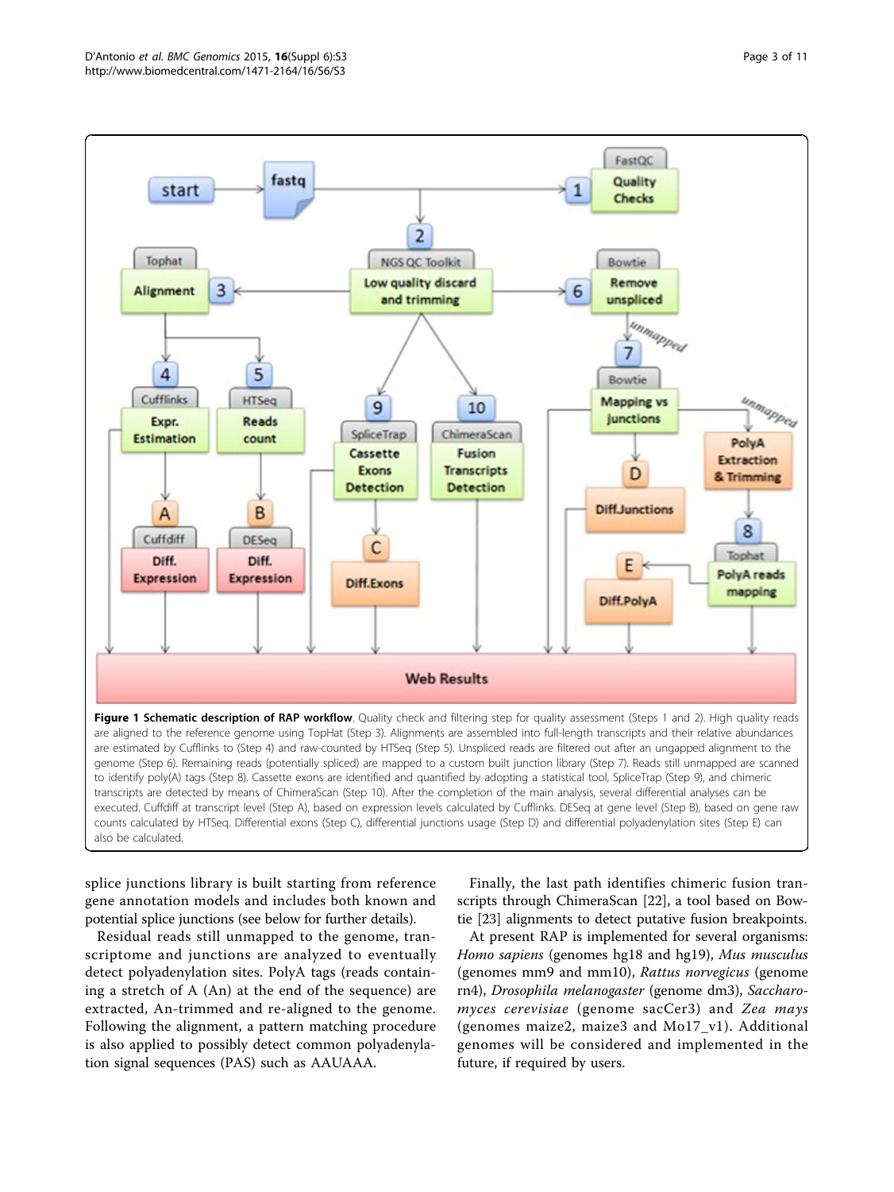**Figure 1 Schematic description of RAP workflow**. Quality check and filtering step for quality assessment (Steps 1 and 2). High quality reads are aligned to the reference genome using TopHat (Step 3). Alignments are assembled into full-length transcripts and their relative abundances are estimated by Cufflinks to (Step 4) and raw-counted by HTSeq (Step 5). Unspliced reads are filtered out after an ungapped alignment to the genome (Step 6). Remaining reads (potentially spliced) are mapped to a custom built junction library (Step 7). Reads still unmapped are scanned to identify poly(A) tags (Step 8). Cassette exons are identified and quantified by adopting a statistical tool, SpliceTrap (Step 9), and chimeric transcripts are detected by means of ChimeraScan (Step 10). After the completion of the main analysis, several differential analyses can be executed. Cuffdiff at transcript level (Step A), based on expression levels calculated by Cufflinks. DESeq at gene level (Step B), based on gene raw counts calculated by HTSeq. Differential exons (Step C), differential junctions usage (Step D) and differential polyadenylation sites (Step E) can also be calculated.

splice junctions library is built starting from reference gene annotation models and includes both known and potential splice junctions (see below for further details).

Residual reads still unmapped to the genome, transcriptome and junctions are analyzed to eventually detect polyadenylation sites. PolyA tags (reads containing a stretch of A (An) at the end of the sequence) are extracted, An-trimmed and re-aligned to the genome. Following the alignment, a pattern matching procedure is also applied to possibly detect common polyadenylation signal sequences (PAS) such as AAUAAA.

Finally, the last path identifies chimeric fusion transcripts through ChimeraScan [22], a tool based on Bowtie [23] alignments to detect putative fusion breakpoints.

At present RAP is implemented for several organisms: *Homo sapiens* (genomes hg18 and hg19), *Mus musculus* (genomes mm9 and mm10), *Rattus norvegicus* (genome rn4), *Drosophila melanogaster* (genome dm3), *Saccharomyces cerevisiae* (genome sacCer3) and *Zea mays* (genomes maize2, maize3 and Mo17_v1). Additional genomes will be considered and implemented in the future, if required by users.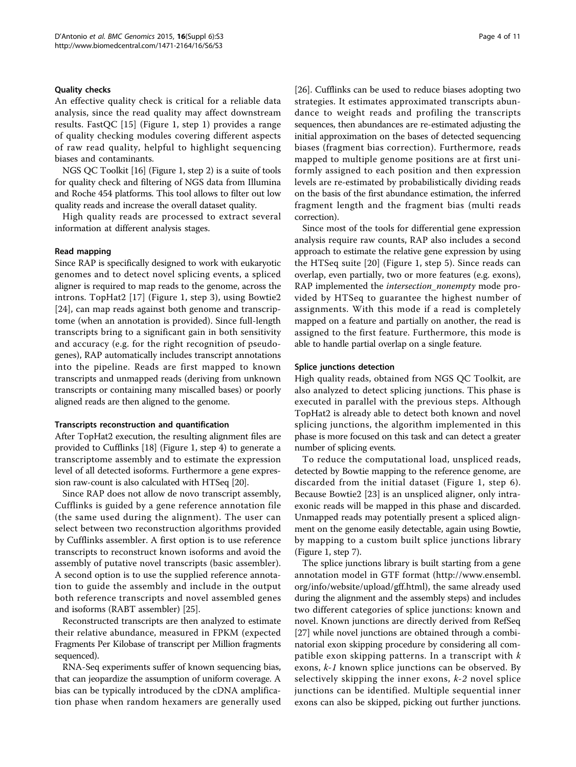#### Quality checks

An effective quality check is critical for a reliable data analysis, since the read quality may affect downstream results. FastQC [15] (Figure 1, step 1) provides a range of quality checking modules covering different aspects of raw read quality, helpful to highlight sequencing biases and contaminants.

NGS QC Toolkit [16] (Figure 1, step 2) is a suite of tools for quality check and filtering of NGS data from Illumina and Roche 454 platforms. This tool allows to filter out low quality reads and increase the overall dataset quality.

High quality reads are processed to extract several information at different analysis stages.

#### Read mapping

Since RAP is specifically designed to work with eukaryotic genomes and to detect novel splicing events, a spliced aligner is required to map reads to the genome, across the introns. TopHat2 [17] (Figure 1, step 3), using Bowtie2 [24], can map reads against both genome and transcriptome (when an annotation is provided). Since full-length transcripts bring to a significant gain in both sensitivity and accuracy (e.g. for the right recognition of pseudogenes), RAP automatically includes transcript annotations into the pipeline. Reads are first mapped to known transcripts and unmapped reads (deriving from unknown transcripts or containing many miscalled bases) or poorly aligned reads are then aligned to the genome.

#### Transcripts reconstruction and quantification

After TopHat2 execution, the resulting alignment files are provided to Cufflinks [18] (Figure 1, step 4) to generate a transcriptome assembly and to estimate the expression level of all detected isoforms. Furthermore a gene expression raw-count is also calculated with HTSeq [20].

Since RAP does not allow de novo transcript assembly, Cufflinks is guided by a gene reference annotation file (the same used during the alignment). The user can select between two reconstruction algorithms provided by Cufflinks assembler. A first option is to use reference transcripts to reconstruct known isoforms and avoid the assembly of putative novel transcripts (basic assembler). A second option is to use the supplied reference annotation to guide the assembly and include in the output both reference transcripts and novel assembled genes and isoforms (RABT assembler) [25].

Reconstructed transcripts are then analyzed to estimate their relative abundance, measured in FPKM (expected Fragments Per Kilobase of transcript per Million fragments sequenced).

RNA-Seq experiments suffer of known sequencing bias, that can jeopardize the assumption of uniform coverage. A bias can be typically introduced by the cDNA amplification phase when random hexamers are generally used [26]. Cufflinks can be used to reduce biases adopting two strategies. It estimates approximated transcripts abundance to weight reads and profiling the transcripts sequences, then abundances are re-estimated adjusting the initial approximation on the bases of detected sequencing biases (fragment bias correction). Furthermore, reads mapped to multiple genome positions are at first uniformly assigned to each position and then expression levels are re-estimated by probabilistically dividing reads on the basis of the first abundance estimation, the inferred fragment length and the fragment bias (multi reads correction).

Since most of the tools for differential gene expression analysis require raw counts, RAP also includes a second approach to estimate the relative gene expression by using the HTSeq suite [20] (Figure 1, step 5). Since reads can overlap, even partially, two or more features (e.g. exons), RAP implemented the *intersection_nonempty* mode provided by HTSeq to guarantee the highest number of assignments. With this mode if a read is completely mapped on a feature and partially on another, the read is assigned to the first feature. Furthermore, this mode is able to handle partial overlap on a single feature.

#### Splice junctions detection

High quality reads, obtained from NGS QC Toolkit, are also analyzed to detect splicing junctions. This phase is executed in parallel with the previous steps. Although TopHat2 is already able to detect both known and novel splicing junctions, the algorithm implemented in this phase is more focused on this task and can detect a greater number of splicing events.

To reduce the computational load, unspliced reads, detected by Bowtie mapping to the reference genome, are discarded from the initial dataset (Figure 1, step 6). Because Bowtie2 [23] is an unspliced aligner, only intra-exonic reads will be mapped in this phase and discarded. Unmapped reads may potentially present a spliced alignment on the genome easily detectable, again using Bowtie, by mapping to a custom built splice junctions library (Figure 1, step 7).

The splice junctions library is built starting from a gene annotation model in GTF format (http://www.ensembl.org/info/website/upload/gff.html), the same already used during the alignment and the assembly steps) and includes two different categories of splice junctions: known and novel. Known junctions are directly derived from RefSeq [27] while novel junctions are obtained through a combinatorial exon skipping procedure by considering all compatible exon skipping patterns. In a transcript with $k$ exons, $k$-$1$ known splice junctions can be observed. By selectively skipping the inner exons, $k$-$2$ novel splice junctions can be identified. Multiple sequential inner exons can also be skipped, picking out further junctions.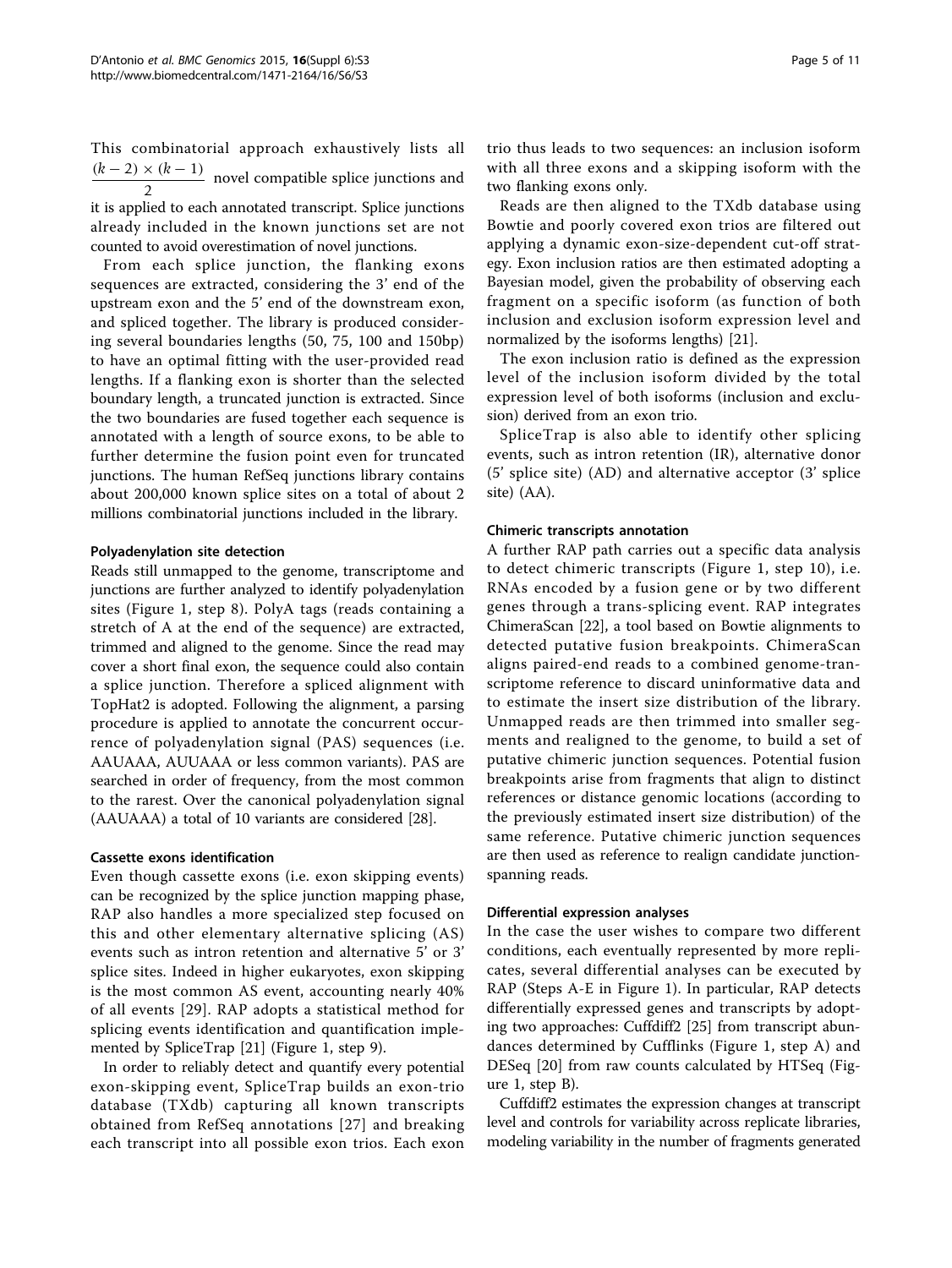This combinatorial approach exhaustively lists all $\frac{(k-2)\times(k-1)}{2}$ novel compatible splice junctions and it is applied to each annotated transcript. Splice junctions already included in the known junctions set are not counted to avoid overestimation of novel junctions.

From each splice junction, the flanking exons sequences are extracted, considering the 3' end of the upstream exon and the 5' end of the downstream exon, and spliced together. The library is produced considering several boundaries lengths (50, 75, 100 and 150bp) to have an optimal fitting with the user-provided read lengths. If a flanking exon is shorter than the selected boundary length, a truncated junction is extracted. Since the two boundaries are fused together each sequence is annotated with a length of source exons, to be able to further determine the fusion point even for truncated junctions. The human RefSeq junctions library contains about 200,000 known splice sites on a total of about 2 millions combinatorial junctions included in the library.

#### Polyadenylation site detection

Reads still unmapped to the genome, transcriptome and junctions are further analyzed to identify polyadenylation sites (Figure 1, step 8). PolyA tags (reads containing a stretch of A at the end of the sequence) are extracted, trimmed and aligned to the genome. Since the read may cover a short final exon, the sequence could also contain a splice junction. Therefore a spliced alignment with TopHat2 is adopted. Following the alignment, a parsing procedure is applied to annotate the concurrent occurrence of polyadenylation signal (PAS) sequences (i.e. AAUAAA, AUUAAA or less common variants). PAS are searched in order of frequency, from the most common to the rarest. Over the canonical polyadenylation signal (AAUAAA) a total of 10 variants are considered [28].

#### Cassette exons identification

Even though cassette exons (i.e. exon skipping events) can be recognized by the splice junction mapping phase, RAP also handles a more specialized step focused on this and other elementary alternative splicing (AS) events such as intron retention and alternative 5' or 3' splice sites. Indeed in higher eukaryotes, exon skipping is the most common AS event, accounting nearly 40% of all events [29]. RAP adopts a statistical method for splicing events identification and quantification implemented by SpliceTrap [21] (Figure 1, step 9).

In order to reliably detect and quantify every potential exon-skipping event, SpliceTrap builds an exon-trio database (TXdb) capturing all known transcripts obtained from RefSeq annotations [27] and breaking each transcript into all possible exon trios. Each exon trio thus leads to two sequences: an inclusion isoform with all three exons and a skipping isoform with the two flanking exons only.

Reads are then aligned to the TXdb database using Bowtie and poorly covered exon trios are filtered out applying a dynamic exon-size-dependent cut-off strategy. Exon inclusion ratios are then estimated adopting a Bayesian model, given the probability of observing each fragment on a specific isoform (as function of both inclusion and exclusion isoform expression level and normalized by the isoforms lengths) [21].

The exon inclusion ratio is defined as the expression level of the inclusion isoform divided by the total expression level of both isoforms (inclusion and exclusion) derived from an exon trio.

SpliceTrap is also able to identify other splicing events, such as intron retention (IR), alternative donor (5' splice site) (AD) and alternative acceptor (3' splice site) (AA).

#### Chimeric transcripts annotation

A further RAP path carries out a specific data analysis to detect chimeric transcripts (Figure 1, step 10), i.e. RNAs encoded by a fusion gene or by two different genes through a trans-splicing event. RAP integrates ChimeraScan [22], a tool based on Bowtie alignments to detected putative fusion breakpoints. ChimeraScan aligns paired-end reads to a combined genome-transcriptome reference to discard uninformative data and to estimate the insert size distribution of the library. Unmapped reads are then trimmed into smaller segments and realigned to the genome, to build a set of putative chimeric junction sequences. Potential fusion breakpoints arise from fragments that align to distinct references or distance genomic locations (according to the previously estimated insert size distribution) of the same reference. Putative chimeric junction sequences are then used as reference to realign candidate junction-spanning reads.

#### Differential expression analyses

In the case the user wishes to compare two different conditions, each eventually represented by more replicates, several differential analyses can be executed by RAP (Steps A-E in Figure 1). In particular, RAP detects differentially expressed genes and transcripts by adopting two approaches: Cuffdiff2 [25] from transcript abundances determined by Cufflinks (Figure 1, step A) and DESeq [20] from raw counts calculated by HTSeq (Figure 1, step B).

Cuffdiff2 estimates the expression changes at transcript level and controls for variability across replicate libraries, modeling variability in the number of fragments generated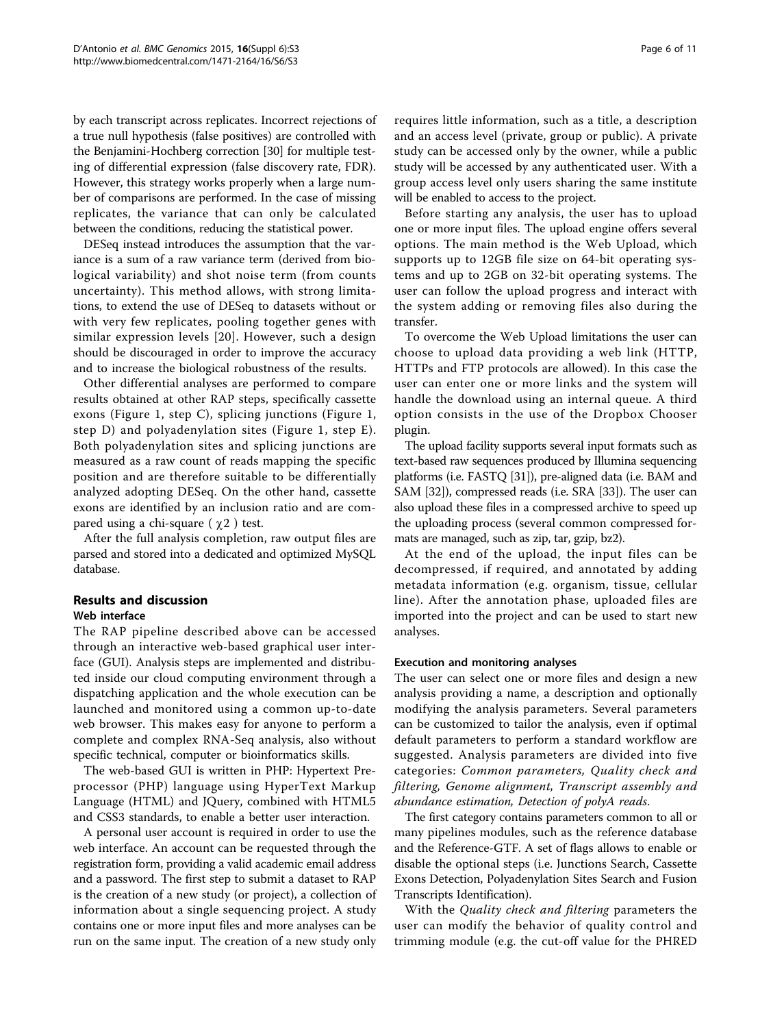by each transcript across replicates. Incorrect rejections of a true null hypothesis (false positives) are controlled with the Benjamini-Hochberg correction [30] for multiple testing of differential expression (false discovery rate, FDR). However, this strategy works properly when a large number of comparisons are performed. In the case of missing replicates, the variance that can only be calculated between the conditions, reducing the statistical power.

DESeq instead introduces the assumption that the variance is a sum of a raw variance term (derived from biological variability) and shot noise term (from counts uncertainty). This method allows, with strong limitations, to extend the use of DESeq to datasets without or with very few replicates, pooling together genes with similar expression levels [20]. However, such a design should be discouraged in order to improve the accuracy and to increase the biological robustness of the results.

Other differential analyses are performed to compare results obtained at other RAP steps, specifically cassette exons (Figure 1, step C), splicing junctions (Figure 1, step D) and polyadenylation sites (Figure 1, step E). Both polyadenylation sites and splicing junctions are measured as a raw count of reads mapping the specific position and are therefore suitable to be differentially analyzed adopting DESeq. On the other hand, cassette exons are identified by an inclusion ratio and are compared using a chi-square ( $\chi 2$ ) test.

After the full analysis completion, raw output files are parsed and stored into a dedicated and optimized MySQL database.

## Results and discussion

### Web interface

The RAP pipeline described above can be accessed through an interactive web-based graphical user interface (GUI). Analysis steps are implemented and distributed inside our cloud computing environment through a dispatching application and the whole execution can be launched and monitored using a common up-to-date web browser. This makes easy for anyone to perform a complete and complex RNA-Seq analysis, also without specific technical, computer or bioinformatics skills.

The web-based GUI is written in PHP: Hypertext Preprocessor (PHP) language using HyperText Markup Language (HTML) and JQuery, combined with HTML5 and CSS3 standards, to enable a better user interaction.

A personal user account is required in order to use the web interface. An account can be requested through the registration form, providing a valid academic email address and a password. The first step to submit a dataset to RAP is the creation of a new study (or project), a collection of information about a single sequencing project. A study contains one or more input files and more analyses can be run on the same input. The creation of a new study only requires little information, such as a title, a description and an access level (private, group or public). A private study can be accessed only by the owner, while a public study will be accessed by any authenticated user. With a group access level only users sharing the same institute will be enabled to access to the project.

Before starting any analysis, the user has to upload one or more input files. The upload engine offers several options. The main method is the Web Upload, which supports up to 12GB file size on 64-bit operating systems and up to 2GB on 32-bit operating systems. The user can follow the upload progress and interact with the system adding or removing files also during the transfer.

To overcome the Web Upload limitations the user can choose to upload data providing a web link (HTTP, HTTPs and FTP protocols are allowed). In this case the user can enter one or more links and the system will handle the download using an internal queue. A third option consists in the use of the Dropbox Chooser plugin.

The upload facility supports several input formats such as text-based raw sequences produced by Illumina sequencing platforms (i.e. FASTQ [31]), pre-aligned data (i.e. BAM and SAM [32]), compressed reads (i.e. SRA [33]). The user can also upload these files in a compressed archive to speed up the uploading process (several common compressed formats are managed, such as zip, tar, gzip, bz2).

At the end of the upload, the input files can be decompressed, if required, and annotated by adding metadata information (e.g. organism, tissue, cellular line). After the annotation phase, uploaded files are imported into the project and can be used to start new analyses.

#### Execution and monitoring analyses

The user can select one or more files and design a new analysis providing a name, a description and optionally modifying the analysis parameters. Several parameters can be customized to tailor the analysis, even if optimal default parameters to perform a standard workflow are suggested. Analysis parameters are divided into five categories: *Common parameters, Quality check and filtering, Genome alignment, Transcript assembly and abundance estimation, Detection of polyA reads.*

The first category contains parameters common to all or many pipelines modules, such as the reference database and the Reference-GTF. A set of flags allows to enable or disable the optional steps (i.e. Junctions Search, Cassette Exons Detection, Polyadenylation Sites Search and Fusion Transcripts Identification).

With the *Quality check and filtering* parameters the user can modify the behavior of quality control and trimming module (e.g. the cut-off value for the PHRED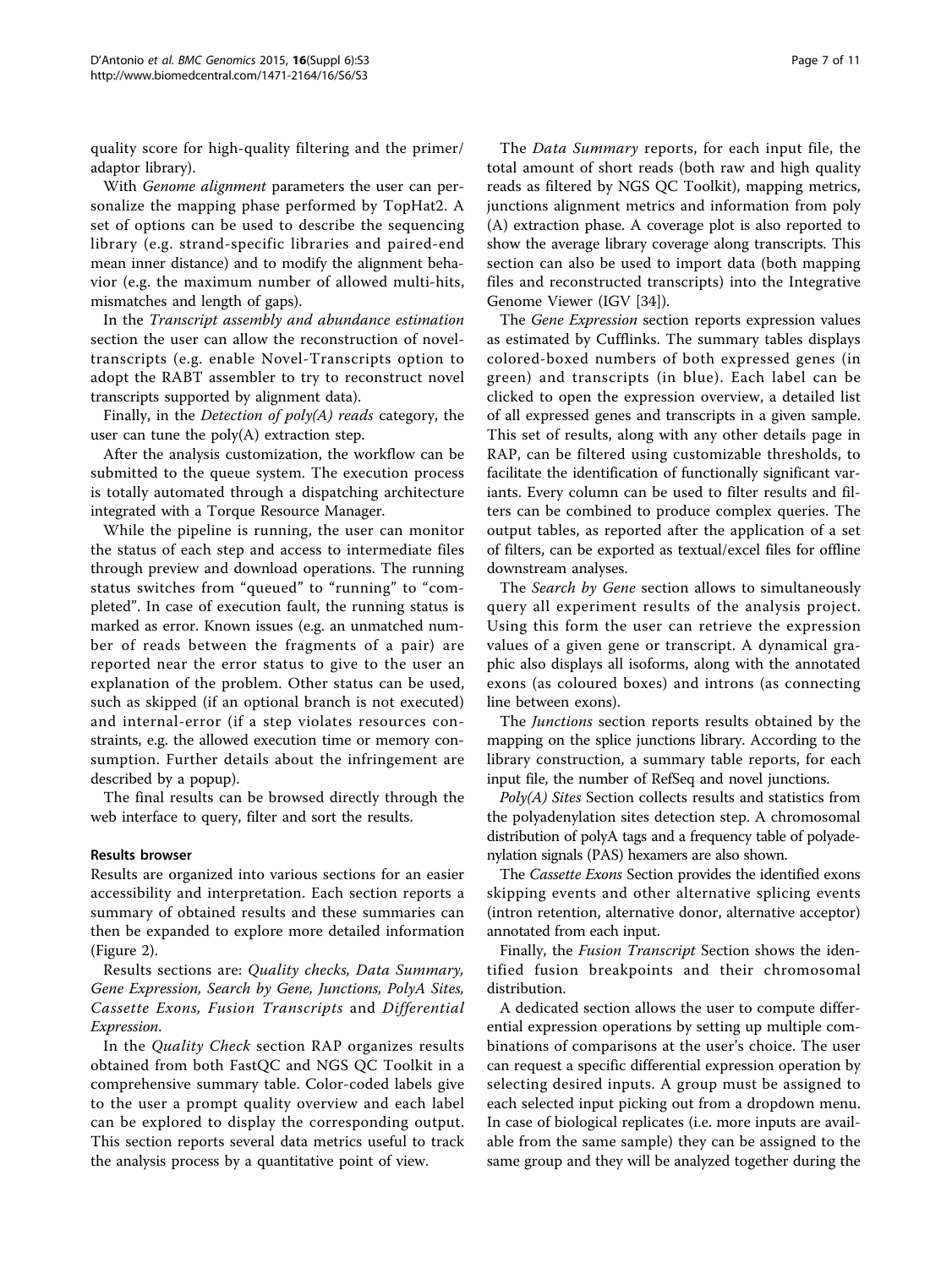quality score for high-quality filtering and the primer/adaptor library).

With *Genome alignment* parameters the user can personalize the mapping phase performed by TopHat2. A set of options can be used to describe the sequencing library (e.g. strand-specific libraries and paired-end mean inner distance) and to modify the alignment behavior (e.g. the maximum number of allowed multi-hits, mismatches and length of gaps).

In the *Transcript assembly and abundance estimation* section the user can allow the reconstruction of novel-transcripts (e.g. enable Novel-Transcripts option to adopt the RABT assembler to try to reconstruct novel transcripts supported by alignment data).

Finally, in the *Detection of poly(A) reads* category, the user can tune the poly(A) extraction step.

After the analysis customization, the workflow can be submitted to the queue system. The execution process is totally automated through a dispatching architecture integrated with a Torque Resource Manager.

While the pipeline is running, the user can monitor the status of each step and access to intermediate files through preview and download operations. The running status switches from "queued" to "running" to "completed". In case of execution fault, the running status is marked as error. Known issues (e.g. an unmatched number of reads between the fragments of a pair) are reported near the error status to give to the user an explanation of the problem. Other status can be used, such as skipped (if an optional branch is not executed) and internal-error (if a step violates resources constraints, e.g. the allowed execution time or memory consumption. Further details about the infringement are described by a popup).

The final results can be browsed directly through the web interface to query, filter and sort the results.

#### Results browser

Results are organized into various sections for an easier accessibility and interpretation. Each section reports a summary of obtained results and these summaries can then be expanded to explore more detailed information (Figure 2).

Results sections are: *Quality checks, Data Summary, Gene Expression, Search by Gene, Junctions, PolyA Sites, Cassette Exons, Fusion Transcripts* and *Differential Expression*.

In the *Quality Check* section RAP organizes results obtained from both FastQC and NGS QC Toolkit in a comprehensive summary table. Color-coded labels give to the user a prompt quality overview and each label can be explored to display the corresponding output. This section reports several data metrics useful to track the analysis process by a quantitative point of view.

The *Data Summary* reports, for each input file, the total amount of short reads (both raw and high quality reads as filtered by NGS QC Toolkit), mapping metrics, junctions alignment metrics and information from poly (A) extraction phase. A coverage plot is also reported to show the average library coverage along transcripts. This section can also be used to import data (both mapping files and reconstructed transcripts) into the Integrative Genome Viewer (IGV [34]).

The *Gene Expression* section reports expression values as estimated by Cufflinks. The summary tables displays colored-boxed numbers of both expressed genes (in green) and transcripts (in blue). Each label can be clicked to open the expression overview, a detailed list of all expressed genes and transcripts in a given sample. This set of results, along with any other details page in RAP, can be filtered using customizable thresholds, to facilitate the identification of functionally significant variants. Every column can be used to filter results and filters can be combined to produce complex queries. The output tables, as reported after the application of a set of filters, can be exported as textual/excel files for offline downstream analyses.

The *Search by Gene* section allows to simultaneously query all experiment results of the analysis project. Using this form the user can retrieve the expression values of a given gene or transcript. A dynamical graphic also displays all isoforms, along with the annotated exons (as coloured boxes) and introns (as connecting line between exons).

The *Junctions* section reports results obtained by the mapping on the splice junctions library. According to the library construction, a summary table reports, for each input file, the number of RefSeq and novel junctions.

*Poly(A) Sites* Section collects results and statistics from the polyadenylation sites detection step. A chromosomal distribution of polyA tags and a frequency table of polyadenylation signals (PAS) hexamers are also shown.

The *Cassette Exons* Section provides the identified exons skipping events and other alternative splicing events (intron retention, alternative donor, alternative acceptor) annotated from each input.

Finally, the *Fusion Transcript* Section shows the identified fusion breakpoints and their chromosomal distribution.

A dedicated section allows the user to compute differential expression operations by setting up multiple combinations of comparisons at the user's choice. The user can request a specific differential expression operation by selecting desired inputs. A group must be assigned to each selected input picking out from a dropdown menu. In case of biological replicates (i.e. more inputs are available from the same sample) they can be assigned to the same group and they will be analyzed together during the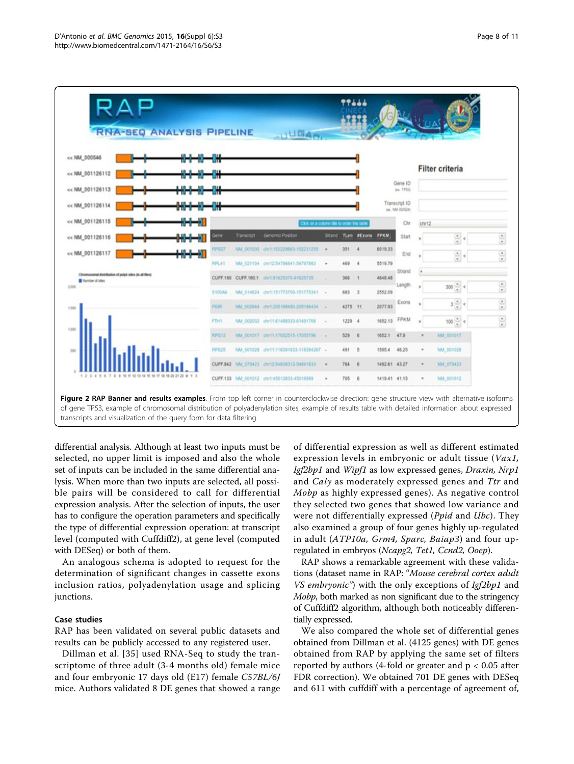**Figure 2 RAP Banner and results examples**. From top left corner in counterclockwise direction: gene structure view with alternative isoforms of gene TP53, example of chromosomal distribution of polyadenylation sites, example of results table with detailed information about expressed transcripts and visualization of the query form for data filtering.

differential analysis. Although at least two inputs must be selected, no upper limit is imposed and also the whole set of inputs can be included in the same differential analysis. When more than two inputs are selected, all possible pairs will be considered to call for differential expression analysis. After the selection of inputs, the user has to configure the operation parameters and specifically the type of differential expression operation: at transcript level (computed with Cuffdiff2), at gene level (computed with DESeq) or both of them.

An analogous schema is adopted to request for the determination of significant changes in cassette exons inclusion ratios, polyadenylation usage and splicing junctions.

### Case studies

RAP has been validated on several public datasets and results can be publicly accessed to any registered user.

Dillman et al. [35] used RNA-Seq to study the transcriptome of three adult (3-4 months old) female mice and four embryonic 17 days old (E17) female *C57BL/6J* mice. Authors validated 8 DE genes that showed a range of differential expression as well as different estimated expression levels in embryonic or adult tissue (*Vax1, Igf2bp1* and *Wipf1* as low expressed genes, *Draxin, Nrp1* and *Caly* as moderately expressed genes and *Ttr* and *Mobp* as highly expressed genes). As negative control they selected two genes that showed low variance and were not differentially expressed (*Ppid* and *Ubc*). They also examined a group of four genes highly up-regulated in adult (*ATP10a, Grm4, Sparc, Baiap3*) and four up-regulated in embryos (*Ncapg2, Tet1, Ccnd2, Ooep*).

RAP shows a remarkable agreement with these validations (dataset name in RAP: "*Mouse cerebral cortex adult VS embryonic*") with the only exceptions of *Igf2bp1* and *Mobp*, both marked as non significant due to the stringency of Cuffdiff2 algorithm, although both noticeably differentially expressed.

We also compared the whole set of differential genes obtained from Dillman et al. (4125 genes) with DE genes obtained from RAP by applying the same set of filters reported by authors (4-fold or greater and $p < 0.05$ after FDR correction). We obtained 701 DE genes with DESeq and 611 with cuffdiff with a percentage of agreement of,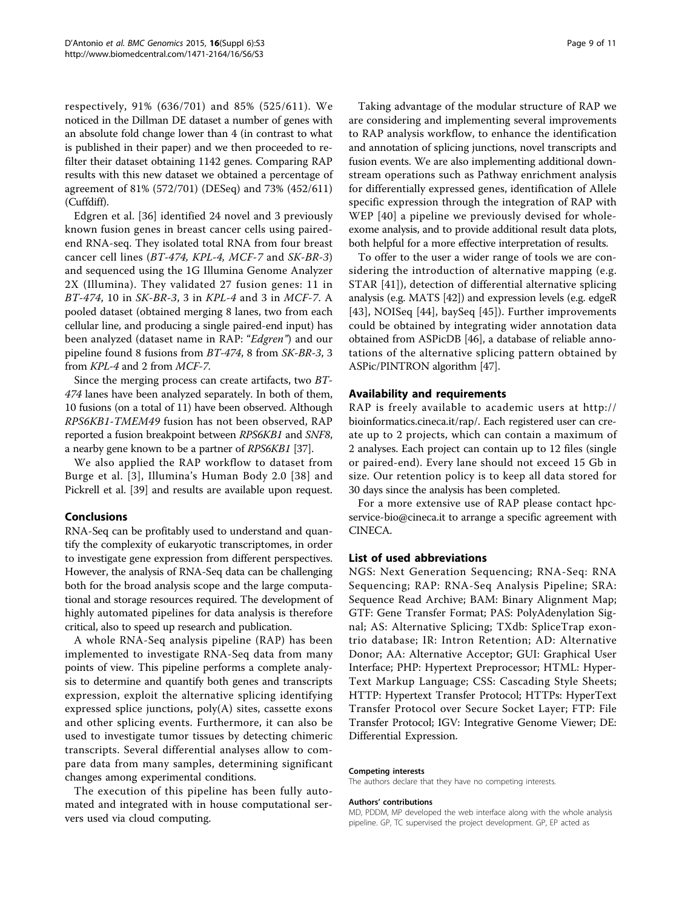respectively, 91% (636/701) and 85% (525/611). We noticed in the Dillman DE dataset a number of genes with an absolute fold change lower than 4 (in contrast to what is published in their paper) and we then proceeded to re-filter their dataset obtaining 1142 genes. Comparing RAP results with this new dataset we obtained a percentage of agreement of 81% (572/701) (DESeq) and 73% (452/611) (Cuffdiff).

Edgren et al. [36] identified 24 novel and 3 previously known fusion genes in breast cancer cells using paired-end RNA-seq. They isolated total RNA from four breast cancer cell lines (*BT-474, KPL-4, MCF-7* and *SK-BR-3*) and sequenced using the 1G Illumina Genome Analyzer 2X (Illumina). They validated 27 fusion genes: 11 in *BT-474*, 10 in *SK-BR-3*, 3 in *KPL-4* and 3 in *MCF-7*. A pooled dataset (obtained merging 8 lanes, two from each cellular line, and producing a single paired-end input) has been analyzed (dataset name in RAP: "*Edgren*") and our pipeline found 8 fusions from *BT-474*, 8 from *SK-BR-3*, 3 from *KPL-4* and 2 from *MCF-7*.

Since the merging process can create artifacts, two *BT-474* lanes have been analyzed separately. In both of them, 10 fusions (on a total of 11) have been observed. Although *RPS6KB1-TMEM49* fusion has not been observed, RAP reported a fusion breakpoint between *RPS6KB1* and *SNF8*, a nearby gene known to be a partner of *RPS6KB1* [37].

We also applied the RAP workflow to dataset from Burge et al. [3], Illumina's Human Body 2.0 [38] and Pickrell et al. [39] and results are available upon request.

## Conclusions

RNA-Seq can be profitably used to understand and quantify the complexity of eukaryotic transcriptomes, in order to investigate gene expression from different perspectives. However, the analysis of RNA-Seq data can be challenging both for the broad analysis scope and the large computational and storage resources required. The development of highly automated pipelines for data analysis is therefore critical, also to speed up research and publication.

A whole RNA-Seq analysis pipeline (RAP) has been implemented to investigate RNA-Seq data from many points of view. This pipeline performs a complete analysis to determine and quantify both genes and transcripts expression, exploit the alternative splicing identifying expressed splice junctions, poly(A) sites, cassette exons and other splicing events. Furthermore, it can also be used to investigate tumor tissues by detecting chimeric transcripts. Several differential analyses allow to compare data from many samples, determining significant changes among experimental conditions.

The execution of this pipeline has been fully automated and integrated with in house computational servers used via cloud computing.

Taking advantage of the modular structure of RAP we are considering and implementing several improvements to RAP analysis workflow, to enhance the identification and annotation of splicing junctions, novel transcripts and fusion events. We are also implementing additional downstream operations such as Pathway enrichment analysis for differentially expressed genes, identification of Allele specific expression through the integration of RAP with WEP [40] a pipeline we previously devised for whole-exome analysis, and to provide additional result data plots, both helpful for a more effective interpretation of results.

To offer to the user a wider range of tools we are considering the introduction of alternative mapping (e.g. STAR [41]), detection of differential alternative splicing analysis (e.g. MATS [42]) and expression levels (e.g. edgeR [43], NOISeq [44], baySeq [45]). Further improvements could be obtained by integrating wider annotation data obtained from ASPicDB [46], a database of reliable annotations of the alternative splicing pattern obtained by ASPic/PINTRON algorithm [47].

## Availability and requirements

RAP is freely available to academic users at http://bioinformatics.cineca.it/rap/. Each registered user can create up to 2 projects, which can contain a maximum of 2 analyses. Each project can contain up to 12 files (single or paired-end). Every lane should not exceed 15 Gb in size. Our retention policy is to keep all data stored for 30 days since the analysis has been completed.

For a more extensive use of RAP please contact hpc-service-bio@cineca.it to arrange a specific agreement with CINECA.

## List of used abbreviations

NGS: Next Generation Sequencing; RNA-Seq: RNA Sequencing; RAP: RNA-Seq Analysis Pipeline; SRA: Sequence Read Archive; BAM: Binary Alignment Map; GTF: Gene Transfer Format; PAS: PolyAdenylation Signal; AS: Alternative Splicing; TXdb: SpliceTrap exon-trio database; IR: Intron Retention; AD: Alternative Donor; AA: Alternative Acceptor; GUI: Graphical User Interface; PHP: Hypertext Preprocessor; HTML: Hyper-Text Markup Language; CSS: Cascading Style Sheets; HTTP: Hypertext Transfer Protocol; HTTPs: HyperText Transfer Protocol over Secure Socket Layer; FTP: File Transfer Protocol; IGV: Integrative Genome Viewer; DE: Differential Expression.

#### Competing interests

The authors declare that they have no competing interests.

#### Authors' contributions

MD, PDDM, MP developed the web interface along with the whole analysis pipeline. GP, TC supervised the project development. GP, EP acted as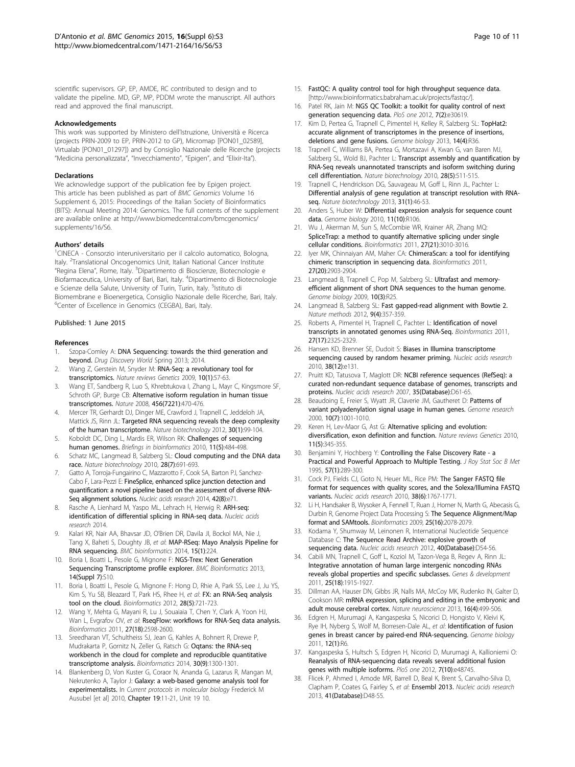scientific supervisors. GP, EP, AMDE, RC contributed to design and to validate the pipeline. MD, GP, MP, PDDM wrote the manuscript. All authors read and approved the final manuscript.

#### Acknowledgements

This work was supported by Ministero dell'Istruzione, Università e Ricerca (projects PRIN-2009 to EP, PRIN-2012 to GP), Micromap [PON01_02589], Virtualab [PON01_01297]) and by Consiglio Nazionale delle Ricerche (projects "Medicina personalizzata", "Invecchiamento", "Epigen", and "Elixir-Ita").

#### Declarations

We acknowledge support of the publication fee by Epigen project. This article has been published as part of *BMC Genomics* Volume 16 Supplement 6, 2015: Proceedings of the Italian Society of Bioinformatics (BITS): Annual Meeting 2014: Genomics. The full contents of the supplement are available online at http://www.biomedcentral.com/bmcgenomics/supplements/16/S6.

#### Authors' details

[1]CINECA - Consorzio interuniversitario per il calcolo automatico, Bologna, Italy. [2]Translational Oncogenomics Unit, Italian National Cancer Institute "Regina Elena", Rome, Italy. [3]Dipartimento di Bioscienze, Biotecnologie e Biofarmaceutica, University of Bari, Bari, Italy. [4]Dipartimento di Biotecnologie e Scienze della Salute, University of Turin, Turin, Italy. [5]Istituto di Biomembrane e Bioenergetica, Consiglio Nazionale delle Ricerche, Bari, Italy. [6]Center of Excellence in Genomics (CEGBA), Bari, Italy.

Published: 1 June 2015

#### References

1. Szopa-Comley A: **DNA Sequencing: towards the third generation and beyond.** *Drug Discovery World* Spring 2013; 2014.
2. Wang Z, Gerstein M, Snyder M: **RNA-Seq: a revolutionary tool for transcriptomics.** *Nature reviews Genetics* 2009, **10(1)**:57-63.
3. Wang ET, Sandberg R, Luo S, Khrebtukova I, Zhang L, Mayr C, Kingsmore SF, Schroth GP, Burge CB: **Alternative isoform regulation in human tissue transcriptomes.** *Nature* 2008, **456(7221)**:470-476.
4. Mercer TR, Gerhardt DJ, Dinger ME, Crawford J, Trapnell C, Jeddeloh JA, Mattick JS, Rinn JL: **Targeted RNA sequencing reveals the deep complexity of the human transcriptome.** *Nature biotechnology* 2012, **30(1)**:99-104.
5. Koboldt DC, Ding L, Mardis ER, Wilson RK: **Challenges of sequencing human genomes.** *Briefings in bioinformatics* 2010, **11(5)**:484-498.
6. Schatz MC, Langmead B, Salzberg SL: **Cloud computing and the DNA data race.** *Nature biotechnology* 2010, **28(7)**:691-693.
7. Gatto A, Torroja-Fungairino C, Mazzarotto F, Cook SA, Barton PJ, Sanchez-Cabo F, Lara-Pezzi E: **FineSplice, enhanced splice junction detection and quantification: a novel pipeline based on the assessment of diverse RNA-Seq alignment solutions.** *Nucleic acids research* 2014, **42(8)**:e71.
8. Rasche A, Lienhard M, Yaspo ML, Lehrach H, Herwig R: **ARH-seq: identification of differential splicing in RNA-seq data.** *Nucleic acids research* 2014.
9. Kalari KR, Nair AA, Bhavsar JD, O'Brien DR, Davila JI, Bockol MA, Nie J, Tang X, Baheti S, Doughty JB, *et al*: **MAP-RSeq: Mayo Analysis Pipeline for RNA sequencing.** *BMC bioinformatics* 2014, **15(1)**:224.
10. Boria I, Boatti L, Pesole G, Mignone F: **NGS-Trex: Next Generation Sequencing Transcriptome profile explorer.** *BMC Bioinformatics* 2013, **14(Suppl 7)**:S10.
11. Boria I, Boatti L, Pesole G, Mignone F: Hong D, Rhie A, Park SS, Lee J, Ju YS, Kim S, Yu SB, Bleazard T, Park HS, Rhee H, *et al*: **FX: an RNA-Seq analysis tool on the cloud.** *Bioinformatics* 2012, **28(5)**:721-723.
12. Wang Y, Mehta G, Mayani R, Lu J, Souaiaia T, Chen Y, Clark A, Yoon HJ, Wan L, Evgrafov OV, *et al*: **RseqFlow: workflows for RNA-Seq data analysis.** *Bioinformatics* 2011, **27(18)**:2598-2600.
13. Sreedharan VT, Schultheiss SJ, Jean G, Kahles A, Bohnert R, Drewe P, Mudrakarta P, Gornitz N, Zeller G, Ratsch G: **Oqtans: the RNA-seq workbench in the cloud for complete and reproducible quantitative transcriptome analysis.** *Bioinformatics* 2014, **30(9)**:1300-1301.
14. Blankenberg D, Von Kuster G, Coraor N, Ananda G, Lazarus R, Mangan M, Nekrutenko A, Taylor J: **Galaxy: a web-based genome analysis tool for experimentalists.** In *Current protocols in molecular biology* Frederick M Ausubel [et al] 2010, **Chapter 19**:11-21, Unit 19 10.
15. **FastQC: A quality control tool for high throughput sequence data.** [http://www.bioinformatics.babraham.ac.uk/projects/fastqc/].
16. Patel RK, Jain M: **NGS QC Toolkit: a toolkit for quality control of next generation sequencing data.** *PloS one* 2012, **7(2)**:e30619.
17. Kim D, Pertea G, Trapnell C, Pimentel H, Kelley R, Salzberg SL: **TopHat2: accurate alignment of transcriptomes in the presence of insertions, deletions and gene fusions.** *Genome biology* 2013, **14(4)**:R36.
18. Trapnell C, Williams BA, Pertea G, Mortazavi A, Kwan G, van Baren MJ, Salzberg SL, Wold BJ, Pachter L: **Transcript assembly and quantification by RNA-Seq reveals unannotated transcripts and isoform switching during cell differentiation.** *Nature biotechnology* 2010, **28(5)**:511-515.
19. Trapnell C, Hendrickson DG, Sauvageau M, Goff L, Rinn JL, Pachter L: **Differential analysis of gene regulation at transcript resolution with RNA-seq.** *Nature biotechnology* 2013, **31(1)**:46-53.
20. Anders S, Huber W: **Differential expression analysis for sequence count data.** *Genome biology* 2010, **11(10)**:R106.
21. Wu J, Akerman M, Sun S, McCombie WR, Krainer AR, Zhang MQ: **SpliceTrap: a method to quantify alternative splicing under single cellular conditions.** *Bioinformatics* 2011, **27(21)**:3010-3016.
22. Iyer MK, Chinnaiyan AM, Maher CA: **ChimeraScan: a tool for identifying chimeric transcription in sequencing data.** *Bioinformatics* 2011, **27(20)**:2903-2904.
23. Langmead B, Trapnell C, Pop M, Salzberg SL: **Ultrafast and memory-efficient alignment of short DNA sequences to the human genome.** *Genome biology* 2009, **10(3)**:R25.
24. Langmead B, Salzberg SL: **Fast gapped-read alignment with Bowtie 2.** *Nature methods* 2012, **9(4)**:357-359.
25. Roberts A, Pimentel H, Trapnell C, Pachter L: **Identification of novel transcripts in annotated genomes using RNA-Seq.** *Bioinformatics* 2011, **27(17)**:2325-2329.
26. Hansen KD, Brenner SE, Dudoit S: **Biases in Illumina transcriptome sequencing caused by random hexamer priming.** *Nucleic acids research* 2010, **38(12)**:e131.
27. Pruitt KD, Tatusova T, Maglott DR: **NCBI reference sequences (RefSeq): a curated non-redundant sequence database of genomes, transcripts and proteins.** *Nucleic acids research* 2007, **35(Database)**:D61-65.
28. Beaudoing E, Freier S, Wyatt JR, Claverie JM, Gautheret D: **Patterns of variant polyadenylation signal usage in human genes.** *Genome research* 2000, **10(7)**:1001-1010.
29. Keren H, Lev-Maor G, Ast G: **Alternative splicing and evolution: diversification, exon definition and function.** *Nature reviews Genetics* 2010, **11(5)**:345-355.
30. Benjamini Y, Hochberg Y: **Controlling the False Discovery Rate - a Practical and Powerful Approach to Multiple Testing.** *J Roy Stat Soc B Met* 1995, **57(1)**:289-300.
31. Cock PJ, Fields CJ, Goto N, Heuer ML, Rice PM: **The Sanger FASTQ file format for sequences with quality scores, and the Solexa/Illumina FASTQ variants.** *Nucleic acids research* 2010, **38(6)**:1767-1771.
32. Li H, Handsaker B, Wysoker A, Fennell T, Ruan J, Homer N, Marth G, Abecasis G, Durbin R, Genome Project Data Processing S: **The Sequence Alignment/Map format and SAMtools.** *Bioinformatics* 2009, **25(16)**:2078-2079.
33. Kodama Y, Shumway M, Leinonen R, International Nucleotide Sequence Database C: **The Sequence Read Archive: explosive growth of sequencing data.** *Nucleic acids research* 2012, **40(Database)**:D54-56.
34. Cabili MN, Trapnell C, Goff L, Koziol M, Tazon-Vega B, Regev A, Rinn JL: **Integrative annotation of human large intergenic noncoding RNAs reveals global properties and specific subclasses.** *Genes & development* 2011, **25(18)**:1915-1927.
35. Dillman AA, Hauser DN, Gibbs JR, Nalls MA, McCoy MK, Rudenko IN, Galter D, Cookson MR: **mRNA expression, splicing and editing in the embryonic and adult mouse cerebral cortex.** *Nature neuroscience* 2013, **16(4)**:499-506.
36. Edgren H, Murumagi A, Kangaspeska S, Nicorici D, Hongisto V, Kleivi K, Rye IH, Nyberg S, Wolf M, Borresen-Dale AL, *et al*: **Identification of fusion genes in breast cancer by paired-end RNA-sequencing.** *Genome biology* 2011, **12(1)**:R6.
37. Kangaspeska S, Hultsch S, Edgren H, Nicorici D, Murumagi A, Kallioniemi O: **Reanalysis of RNA-sequencing data reveals several additional fusion genes with multiple isoforms.** *PloS one* 2012, **7(10)**:e48745.
38. Flicek P, Ahmed I, Amode MR, Barrell D, Beal K, Brent S, Carvalho-Silva D, Clapham P, Coates G, Fairley S, *et al*: **Ensembl 2013.** *Nucleic acids research* 2013, **41(Database)**:D48-55.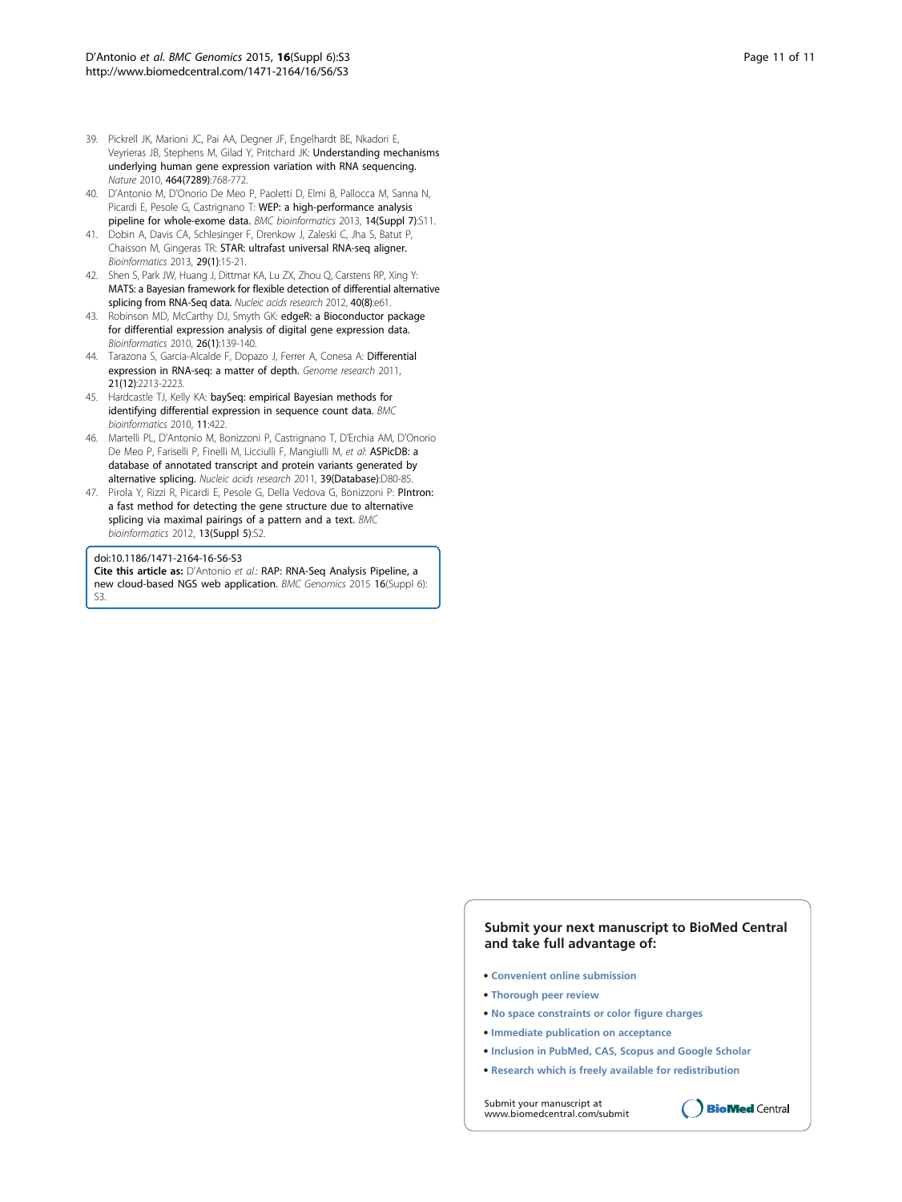39. Pickrell JK, Marioni JC, Pai AA, Degner JF, Engelhardt BE, Nkadori E, Veyrieras JB, Stephens M, Gilad Y, Pritchard JK: **Understanding mechanisms underlying human gene expression variation with RNA sequencing.** *Nature* 2010, **464(7289)**:768-772.
40. D'Antonio M, D'Onorio De Meo P, Paoletti D, Elmi B, Pallocca M, Sanna N, Picardi E, Pesole G, Castrignano T: **WEP: a high-performance analysis pipeline for whole-exome data.** *BMC bioinformatics* 2013, **14(Suppl 7)**:S11.
41. Dobin A, Davis CA, Schlesinger F, Drenkow J, Zaleski C, Jha S, Batut P, Chaisson M, Gingeras TR: **STAR: ultrafast universal RNA-seq aligner.** *Bioinformatics* 2013, **29(1)**:15-21.
42. Shen S, Park JW, Huang J, Dittmar KA, Lu ZX, Zhou Q, Carstens RP, Xing Y: **MATS: a Bayesian framework for flexible detection of differential alternative splicing from RNA-Seq data.** *Nucleic acids research* 2012, **40(8)**:e61.
43. Robinson MD, McCarthy DJ, Smyth GK: **edgeR: a Bioconductor package for differential expression analysis of digital gene expression data.** *Bioinformatics* 2010, **26(1)**:139-140.
44. Tarazona S, Garcia-Alcalde F, Dopazo J, Ferrer A, Conesa A: **Differential expression in RNA-seq: a matter of depth.** *Genome research* 2011, **21(12)**:2213-2223.
45. Hardcastle TJ, Kelly KA: **baySeq: empirical Bayesian methods for identifying differential expression in sequence count data.** *BMC bioinformatics* 2010, **11**:422.
46. Martelli PL, D'Antonio M, Bonizzoni P, Castrignano T, D'Erchia AM, D'Onorio De Meo P, Fariselli P, Finelli M, Licciulli F, Mangiulli M, *et al*: **ASPicDB: a database of annotated transcript and protein variants generated by alternative splicing.** *Nucleic acids research* 2011, **39(Database)**:D80-85.
47. Pirola Y, Rizzi R, Picardi E, Pesole G, Della Vedova G, Bonizzoni P: **PIntron: a fast method for detecting the gene structure due to alternative splicing via maximal pairings of a pattern and a text.** *BMC bioinformatics* 2012, **13(Suppl 5)**:S2.

doi:10.1186/1471-2164-16-S6-S3
**Cite this article as:** D'Antonio *et al.*: RAP: RNA-Seq Analysis Pipeline, a new cloud-based NGS web application. *BMC Genomics* 2015 **16**(Suppl 6): S3.

**Submit your next manuscript to BioMed Central and take full advantage of:**

- **Convenient online submission**
- **Thorough peer review**
- **No space constraints or color figure charges**
- **Immediate publication on acceptance**
- **Inclusion in PubMed, CAS, Scopus and Google Scholar**
- **Research which is freely available for redistribution**

Submit your manuscript at
www.biomedcentral.com/submit

BioMed Central